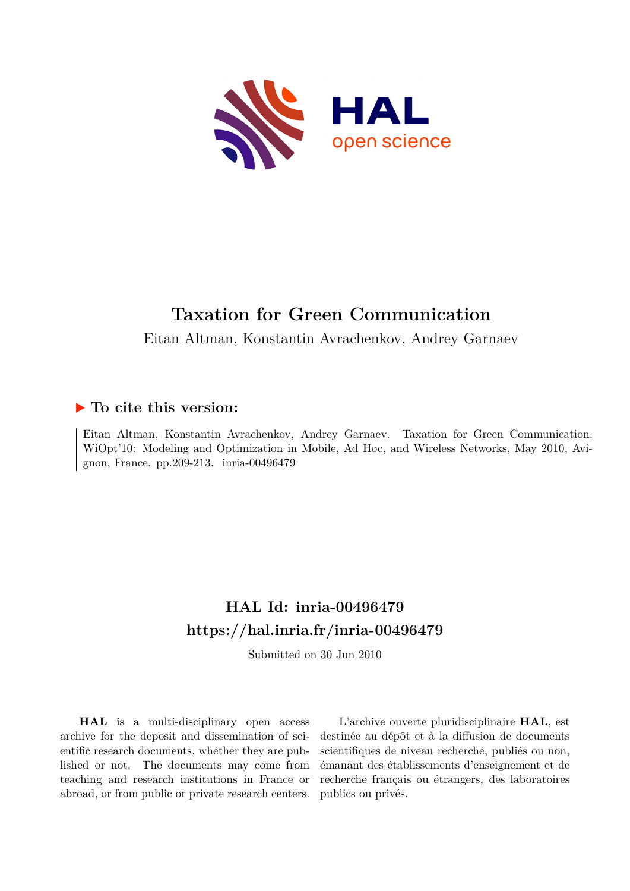# Taxation for Green Communication

Eitan Altman, Konstantin Avrachenkov, Andrey Garnaev

## ▶ To cite this version:

Eitan Altman, Konstantin Avrachenkov, Andrey Garnaev. Taxation for Green Communication. WiOpt'10: Modeling and Optimization in Mobile, Ad Hoc, and Wireless Networks, May 2010, Avignon, France. pp.209-213. inria-00496479

## HAL Id: inria-00496479
## https://hal.inria.fr/inria-00496479

Submitted on 30 Jun 2010

**HAL** is a multi-disciplinary open access archive for the deposit and dissemination of scientific research documents, whether they are published or not. The documents may come from teaching and research institutions in France or abroad, or from public or private research centers.

L'archive ouverte pluridisciplinaire **HAL**, est destinée au dépôt et à la diffusion de documents scientifiques de niveau recherche, publiés ou non, émanant des établissements d'enseignement et de recherche français ou étrangers, des laboratoires publics ou privés.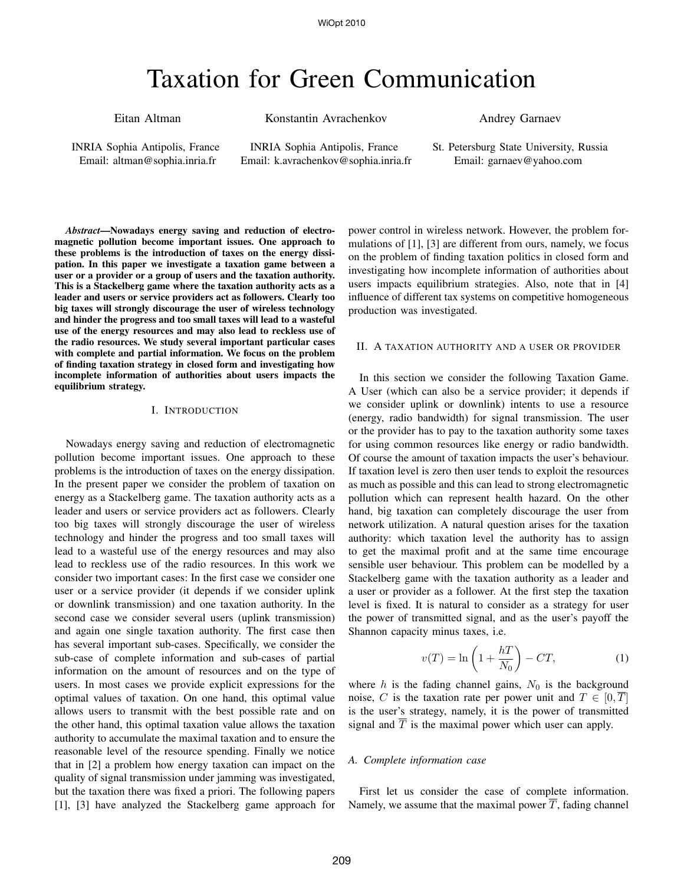# Taxation for Green Communication

Eitan Altman
INRIA Sophia Antipolis, France
Email: altman@sophia.inria.fr

Konstantin Avrachenkov
INRIA Sophia Antipolis, France
Email: k.avrachenkov@sophia.inria.fr

Andrey Garnaev
St. Petersburg State University, Russia
Email: garnaev@yahoo.com

***Abstract*—Nowadays energy saving and reduction of electromagnetic pollution become important issues. One approach to these problems is the introduction of taxes on the energy dissipation. In this paper we investigate a taxation game between a user or a provider or a group of users and the taxation authority. This is a Stackelberg game where the taxation authority acts as a leader and users or service providers act as followers. Clearly too big taxes will strongly discourage the user of wireless technology and hinder the progress and too small taxes will lead to a wasteful use of the energy resources and may also lead to reckless use of the radio resources. We study several important particular cases with complete and partial information. We focus on the problem of finding taxation strategy in closed form and investigating how incomplete information of authorities about users impacts the equilibrium strategy.**

## I. Introduction

Nowadays energy saving and reduction of electromagnetic pollution become important issues. One approach to these problems is the introduction of taxes on the energy dissipation. In the present paper we consider the problem of taxation on energy as a Stackelberg game. The taxation authority acts as a leader and users or service providers act as followers. Clearly too big taxes will strongly discourage the user of wireless technology and hinder the progress and too small taxes will lead to a wasteful use of the energy resources and may also lead to reckless use of the radio resources. In this work we consider two important cases: In the first case we consider one user or a service provider (it depends if we consider uplink or downlink transmission) and one taxation authority. In the second case we consider several users (uplink transmission) and again one single taxation authority. The first case then has several important sub-cases. Specifically, we consider the sub-case of complete information and sub-cases of partial information on the amount of resources and on the type of users. In most cases we provide explicit expressions for the optimal values of taxation. On one hand, this optimal value allows users to transmit with the best possible rate and on the other hand, this optimal taxation value allows the taxation authority to accumulate the maximal taxation and to ensure the reasonable level of the resource spending. Finally we notice that in [2] a problem how energy taxation can impact on the quality of signal transmission under jamming was investigated, but the taxation there was fixed a priori. The following papers [1], [3] have analyzed the Stackelberg game approach for power control in wireless network. However, the problem formulations of [1], [3] are different from ours, namely, we focus on the problem of finding taxation politics in closed form and investigating how incomplete information of authorities about users impacts equilibrium strategies. Also, note that in [4] influence of different tax systems on competitive homogeneous production was investigated.

## II. A taxation authority and a user or provider

In this section we consider the following Taxation Game. A User (which can also be a service provider; it depends if we consider uplink or downlink) intents to use a resource (energy, radio bandwidth) for signal transmission. The user or the provider has to pay to the taxation authority some taxes for using common resources like energy or radio bandwidth. Of course the amount of taxation impacts the user's behaviour. If taxation level is zero then user tends to exploit the resources as much as possible and this can lead to strong electromagnetic pollution which can represent health hazard. On the other hand, big taxation can completely discourage the user from network utilization. A natural question arises for the taxation authority: which taxation level the authority has to assign to get the maximal profit and at the same time encourage sensible user behaviour. This problem can be modelled by a Stackelberg game with the taxation authority as a leader and a user or provider as a follower. At the first step the taxation level is fixed. It is natural to consider as a strategy for user the power of transmitted signal, and as the user's payoff the Shannon capacity minus taxes, i.e.

$$v(T) = \ln\left(1 + \frac{hT}{N_0}\right) - CT, \tag{1}$$

where $h$ is the fading channel gains, $N_0$ is the background noise, $C$ is the taxation rate per power unit and $T \in [0, \overline{T}]$ is the user's strategy, namely, it is the power of transmitted signal and $\overline{T}$ is the maximal power which user can apply.

### A. Complete information case

First let us consider the case of complete information. Namely, we assume that the maximal power $\overline{T}$, fading channel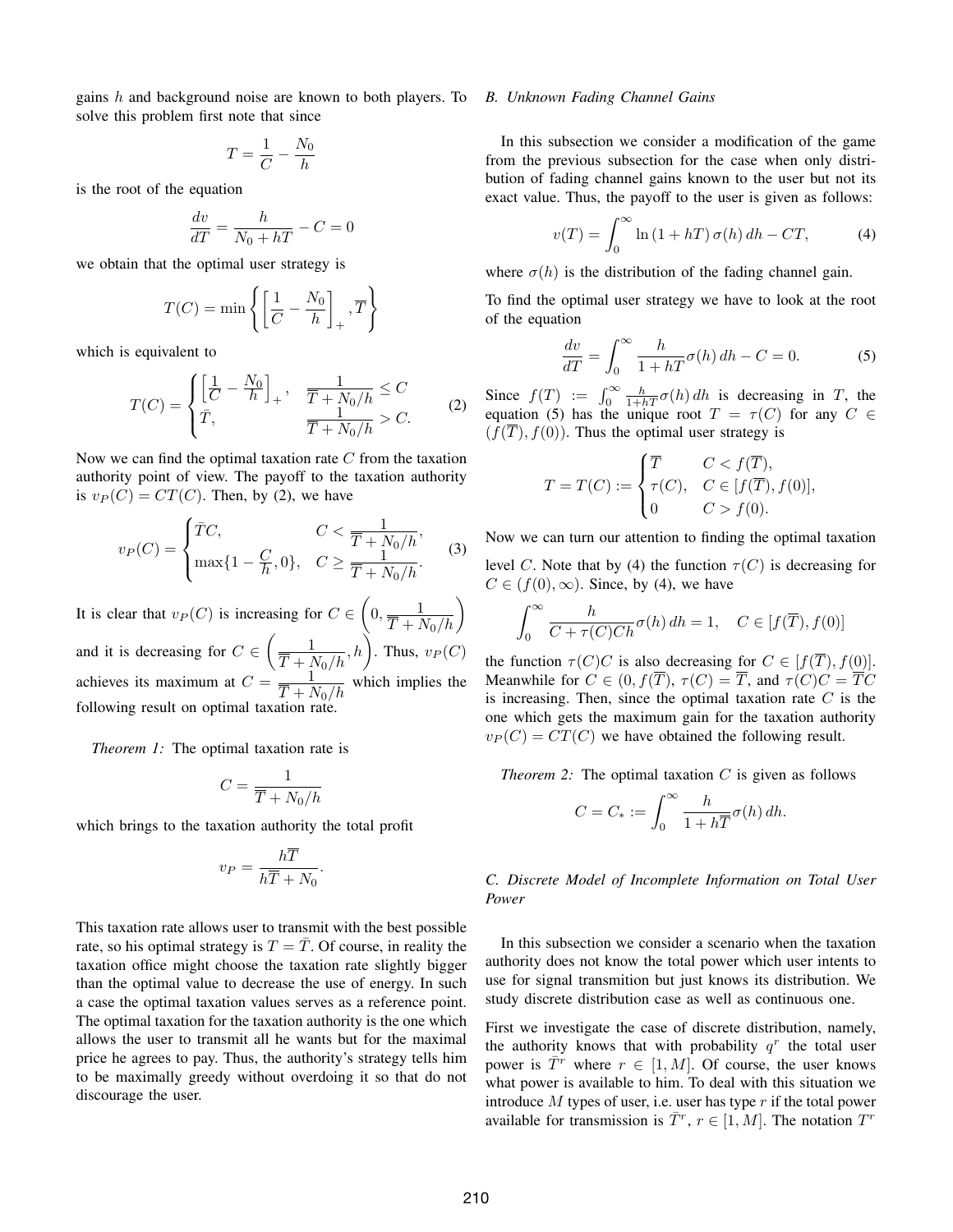gains $h$ and background noise are known to both players. To solve this problem first note that since

$$T = \frac{1}{C} - \frac{N_0}{h}$$

is the root of the equation

$$\frac{dv}{dT} = \frac{h}{N_0 + hT} - C = 0$$

we obtain that the optimal user strategy is

$$T(C) = \min\left\{ \left[\frac{1}{C} - \frac{N_0}{h}\right]_+, \overline{T} \right\}$$

which is equivalent to

$$T(C) = \begin{cases} \left[\frac{1}{C} - \frac{N_0}{h}\right]_+, & \frac{1}{\overline{T} + N_0/h} \le C \\ \bar{T}, & \frac{1}{\overline{T} + N_0/h} > C. \end{cases} \tag{2}$$

Now we can find the optimal taxation rate $C$ from the taxation authority point of view. The payoff to the taxation authority is $v_P(C) = CT(C)$. Then, by (2), we have

$$v_P(C) = \begin{cases} \bar{T}C, & C < \frac{1}{\overline{T} + N_0/h}, \\ \max\{1 - \frac{C}{h}, 0\}, & C \ge \frac{1}{\overline{T} + N_0/h}. \end{cases} \tag{3}$$

It is clear that $v_P(C)$ is increasing for $C \in \left(0, \frac{1}{\overline{T} + N_0/h}\right)$ and it is decreasing for $C \in \left(\frac{1}{\overline{T} + N_0/h}, h\right)$. Thus, $v_P(C)$ achieves its maximum at $C = \frac{1}{\overline{T} + N_0/h}$ which implies the following result on optimal taxation rate.

*Theorem 1:* The optimal taxation rate is

$$C = \frac{1}{\overline{T} + N_0/h}$$

which brings to the taxation authority the total profit

$$v_P = \frac{h\overline{T}}{h\overline{T} + N_0}.$$

This taxation rate allows user to transmit with the best possible rate, so his optimal strategy is $T = \bar{T}$. Of course, in reality the taxation office might choose the taxation rate slightly bigger than the optimal value to decrease the use of energy. In such a case the optimal taxation values serves as a reference point. The optimal taxation for the taxation authority is the one which allows the user to transmit all he wants but for the maximal price he agrees to pay. Thus, the authority's strategy tells him to be maximally greedy without overdoing it so that do not discourage the user.

### *B. Unknown Fading Channel Gains*

In this subsection we consider a modification of the game from the previous subsection for the case when only distribution of fading channel gains known to the user but not its exact value. Thus, the payoff to the user is given as follows:

$$v(T) = \int_0^\infty \ln(1 + hT)\,\sigma(h)\,dh - CT, \tag{4}$$

where $\sigma(h)$ is the distribution of the fading channel gain.

To find the optimal user strategy we have to look at the root of the equation

$$\frac{dv}{dT} = \int_0^\infty \frac{h}{1 + hT}\sigma(h)\,dh - C = 0. \tag{5}$$

Since $f(T) := \int_0^\infty \frac{h}{1+hT}\sigma(h)\,dh$ is decreasing in $T$, the equation (5) has the unique root $T = \tau(C)$ for any $C \in (f(\overline{T}), f(0))$. Thus the optimal user strategy is

$$T = T(C) := \begin{cases} \overline{T} & C < f(\overline{T}), \\ \tau(C), & C \in [f(\overline{T}), f(0)], \\ 0 & C > f(0). \end{cases}$$

Now we can turn our attention to finding the optimal taxation level $C$. Note that by (4) the function $\tau(C)$ is decreasing for $C \in (f(0), \infty)$. Since, by (4), we have

$$\int_0^\infty \frac{h}{C + \tau(C)Ch}\sigma(h)\,dh = 1, \quad C \in [f(\overline{T}), f(0)]$$

the function $\tau(C)C$ is also decreasing for $C \in [f(\overline{T}), f(0)]$. Meanwhile for $C \in (0, f(\overline{T})$, $\tau(C) = \overline{T}$, and $\tau(C)C = \overline{T}C$ is increasing. Then, since the optimal taxation rate $C$ is the one which gets the maximum gain for the taxation authority $v_P(C) = CT(C)$ we have obtained the following result.

*Theorem 2:* The optimal taxation $C$ is given as follows

$$C = C_* := \int_0^\infty \frac{h}{1 + h\overline{T}}\sigma(h)\,dh.$$

### *C. Discrete Model of Incomplete Information on Total User Power*

In this subsection we consider a scenario when the taxation authority does not know the total power which user intents to use for signal transmition but just knows its distribution. We study discrete distribution case as well as continuous one.

First we investigate the case of discrete distribution, namely, the authority knows that with probability $q^r$ the total user power is $\bar{T}^r$ where $r \in [1, M]$. Of course, the user knows what power is available to him. To deal with this situation we introduce $M$ types of user, i.e. user has type $r$ if the total power available for transmission is $\bar{T}^r$, $r \in [1, M]$. The notation $T^r$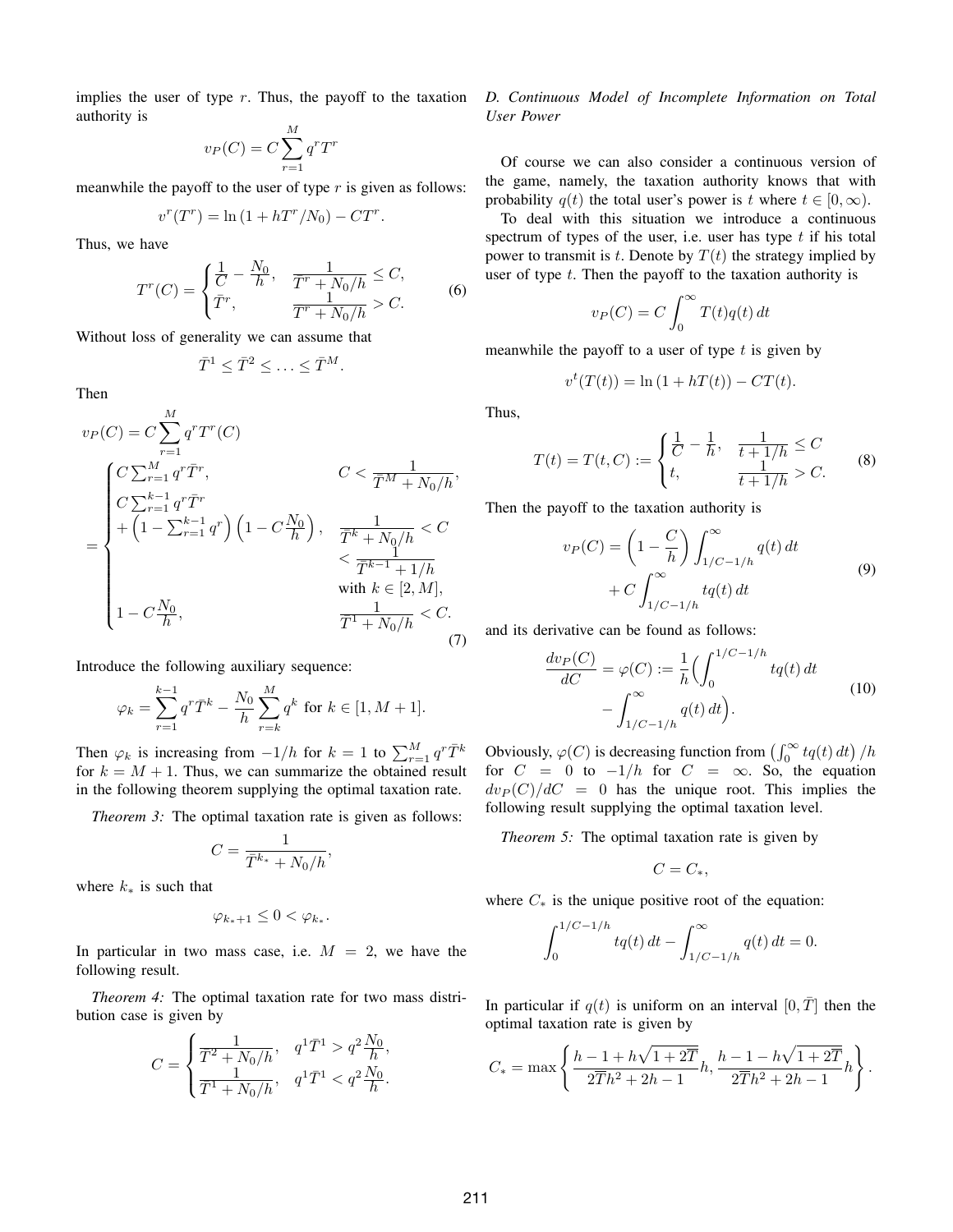implies the user of type $r$. Thus, the payoff to the taxation authority is

$$v_P(C) = C\sum_{r=1}^{M} q^r T^r$$

meanwhile the payoff to the user of type $r$ is given as follows:

$$v^r(T^r) = \ln(1 + hT^r/N_0) - CT^r.$$

Thus, we have

$$T^r(C) = \begin{cases} \dfrac{1}{C} - \dfrac{N_0}{h}, & \dfrac{1}{\bar{T}^r + N_0/h} \le C, \\ \bar{T}^r, & \dfrac{1}{\bar{T}^r + N_0/h} > C. \end{cases} \tag{6}$$

Without loss of generality we can assume that

$$\bar{T}^1 \le \bar{T}^2 \le \ldots \le \bar{T}^M.$$

Then

$$v_P(C) = C\sum_{r=1}^{M} q^r T^r(C)$$
$$= \begin{cases} C\sum_{r=1}^{M} q^r \bar{T}^r, & C < \dfrac{1}{\bar{T}^M + N_0/h}, \\ C\sum_{r=1}^{k-1} q^r \bar{T}^r \\ + \left(1 - \sum_{r=1}^{k-1} q^r\right)\left(1 - C\dfrac{N_0}{h}\right), & \dfrac{1}{\bar{T}^k + N_0/h} < C \\ & < \dfrac{1}{\bar{T}^{k-1} + 1/h} \\ & \text{with } k \in [2, M], \\ 1 - C\dfrac{N_0}{h}, & \dfrac{1}{\bar{T}^1 + N_0/h} < C. \end{cases} \tag{7}$$

Introduce the following auxiliary sequence:

$$\varphi_k = \sum_{r=1}^{k-1} q^r \bar{T}^k - \frac{N_0}{h}\sum_{r=k}^{M} q^k \text{ for } k \in [1, M+1].$$

Then $\varphi_k$ is increasing from $-1/h$ for $k = 1$ to $\sum_{r=1}^{M} q^r \bar{T}^k$ for $k = M+1$. Thus, we can summarize the obtained result in the following theorem supplying the optimal taxation rate.

*Theorem 3:* The optimal taxation rate is given as follows:

$$C = \frac{1}{\bar{T}^{k_*} + N_0/h},$$

where $k_*$ is such that

$$\varphi_{k_*+1} \le 0 < \varphi_{k_*}.$$

In particular in two mass case, i.e. $M = 2$, we have the following result.

*Theorem 4:* The optimal taxation rate for two mass distribution case is given by

$$C = \begin{cases} \dfrac{1}{\bar{T}^2 + N_0/h}, & q^1\bar{T}^1 > q^2\dfrac{N_0}{h}, \\ \dfrac{1}{\bar{T}^1 + N_0/h}, & q^1\bar{T}^1 < q^2\dfrac{N_0}{h}. \end{cases}$$

### *D. Continuous Model of Incomplete Information on Total User Power*

Of course we can also consider a continuous version of the game, namely, the taxation authority knows that with probability $q(t)$ the total user's power is $t$ where $t \in [0, \infty)$.

To deal with this situation we introduce a continuous spectrum of types of the user, i.e. user has type $t$ if his total power to transmit is $t$. Denote by $T(t)$ the strategy implied by user of type $t$. Then the payoff to the taxation authority is

$$v_P(C) = C\int_0^\infty T(t)q(t)\,dt$$

meanwhile the payoff to a user of type $t$ is given by

$$v^t(T(t)) = \ln(1 + hT(t)) - CT(t).$$

Thus,

$$T(t) = T(t, C) := \begin{cases} \dfrac{1}{C} - \dfrac{1}{h}, & \dfrac{1}{t + 1/h} \le C \\ t, & \dfrac{1}{t + 1/h} > C. \end{cases} \tag{8}$$

Then the payoff to the taxation authority is

$$v_P(C) = \left(1 - \frac{C}{h}\right)\int_{1/C - 1/h}^{\infty} q(t)\,dt + C\int_{1/C-1/h}^{\infty} tq(t)\,dt \tag{9}$$

and its derivative can be found as follows:

$$\frac{dv_P(C)}{dC} = \varphi(C) := \frac{1}{h}\Big(\int_0^{1/C-1/h} tq(t)\,dt - \int_{1/C-1/h}^{\infty} q(t)\,dt\Big). \tag{10}$$

Obviously, $\varphi(C)$ is decreasing function from $\left(\int_0^\infty tq(t)\,dt\right)/h$ for $C = 0$ to $-1/h$ for $C = \infty$. So, the equation $dv_P(C)/dC = 0$ has the unique root. This implies the following result supplying the optimal taxation level.

*Theorem 5:* The optimal taxation rate is given by

$$C = C_*,$$

where $C_*$ is the unique positive root of the equation:

$$\int_0^{1/C-1/h} tq(t)\,dt - \int_{1/C-1/h}^{\infty} q(t)\,dt = 0.$$

In particular if $q(t)$ is uniform on an interval $[0, \bar{T}]$ then the optimal taxation rate is given by

$$C_* = \max\left\{\frac{h - 1 + h\sqrt{1 + 2\bar{T}}}{2\bar{T}h^2 + 2h - 1}h, \frac{h - 1 - h\sqrt{1 + 2\bar{T}}}{2\bar{T}h^2 + 2h - 1}h\right\}.$$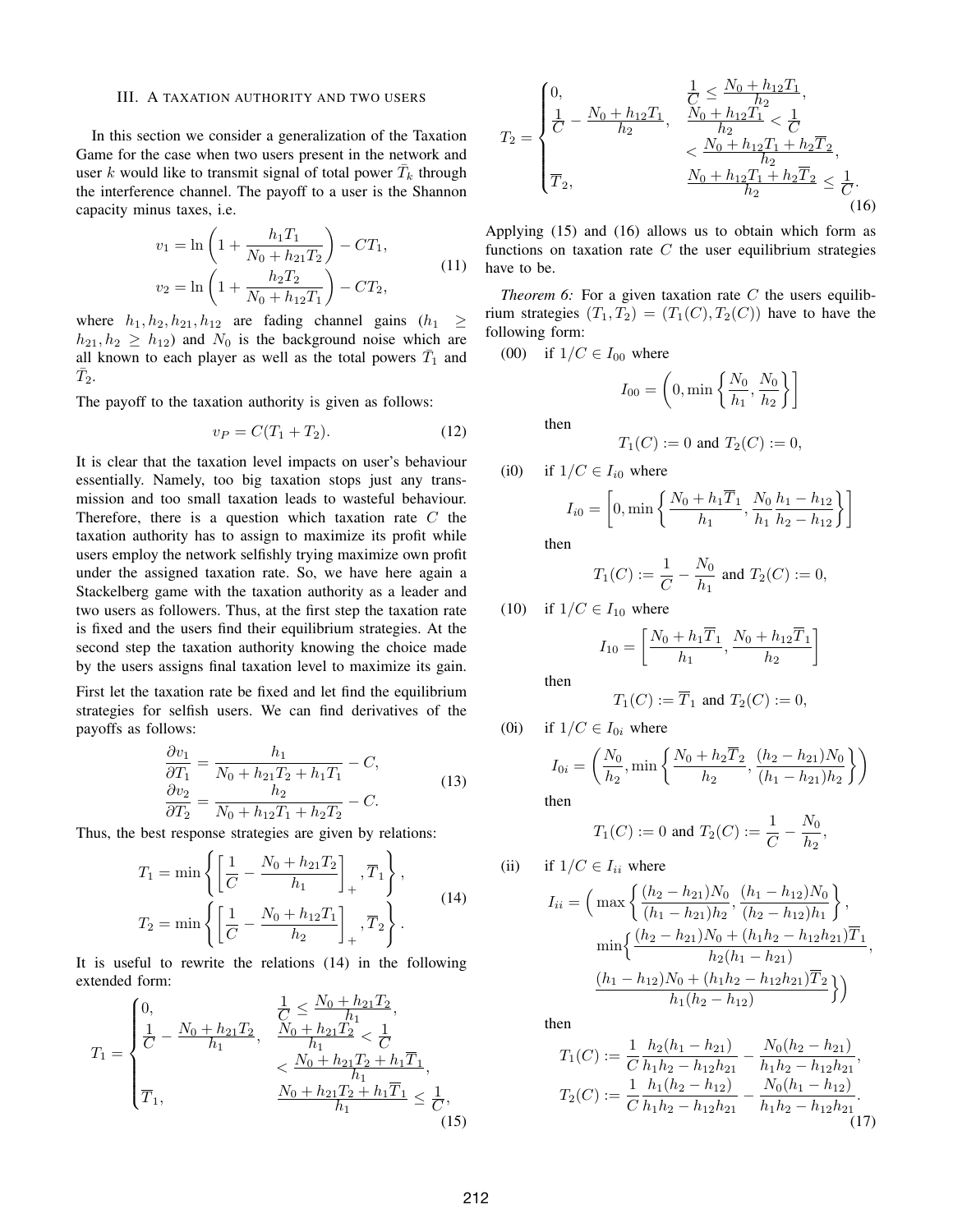## III. A taxation authority and two users

In this section we consider a generalization of the Taxation Game for the case when two users present in the network and user $k$ would like to transmit signal of total power $\bar{T}_k$ through the interference channel. The payoff to a user is the Shannon capacity minus taxes, i.e.

$$
\begin{aligned}
v_1 &= \ln\left(1 + \frac{h_1 T_1}{N_0 + h_{21} T_2}\right) - C T_1,\\
v_2 &= \ln\left(1 + \frac{h_2 T_2}{N_0 + h_{12} T_1}\right) - C T_2,
\end{aligned}
\tag{11}
$$

where $h_1, h_2, h_{21}, h_{12}$ are fading channel gains ($h_1 \geq h_{21}, h_2 \geq h_{12}$) and $N_0$ is the background noise which are all known to each player as well as the total powers $\bar{T}_1$ and $\bar{T}_2$.

The payoff to the taxation authority is given as follows:

$$
v_P = C(T_1 + T_2). \tag{12}
$$

It is clear that the taxation level impacts on user's behaviour essentially. Namely, too big taxation stops just any transmission and too small taxation leads to wasteful behaviour. Therefore, there is a question which taxation rate $C$ the taxation authority has to assign to maximize its profit while users employ the network selfishly trying maximize own profit under the assigned taxation rate. So, we have here again a Stackelberg game with the taxation authority as a leader and two users as followers. Thus, at the first step the taxation rate is fixed and the users find their equilibrium strategies. At the second step the taxation authority knowing the choice made by the users assigns final taxation level to maximize its gain.

First let the taxation rate be fixed and let find the equilibrium strategies for selfish users. We can find derivatives of the payoffs as follows:

$$
\begin{aligned}
\frac{\partial v_1}{\partial T_1} &= \frac{h_1}{N_0 + h_{21} T_2 + h_1 T_1} - C,\\
\frac{\partial v_2}{\partial T_2} &= \frac{h_2}{N_0 + h_{12} T_1 + h_2 T_2} - C.
\end{aligned}
\tag{13}
$$

Thus, the best response strategies are given by relations:

$$
\begin{aligned}
T_1 &= \min\left\{ \left[\frac{1}{C} - \frac{N_0 + h_{21} T_2}{h_1}\right]_+, \overline{T}_1 \right\},\\
T_2 &= \min\left\{ \left[\frac{1}{C} - \frac{N_0 + h_{12} T_1}{h_2}\right]_+, \overline{T}_2 \right\}.
\end{aligned}
\tag{14}
$$

It is useful to rewrite the relations (14) in the following extended form:

$$
T_1 = \begin{cases}
0, & \dfrac{1}{C} \leq \dfrac{N_0 + h_{21} T_2}{h_1},\\[2mm]
\dfrac{1}{C} - \dfrac{N_0 + h_{21} T_2}{h_1}, & \dfrac{N_0 + h_{21} T_2}{h_1} < \dfrac{1}{C} < \dfrac{N_0 + h_{21} T_2 + h_1 \overline{T}_1}{h_1},\\[2mm]
\overline{T}_1, & \dfrac{N_0 + h_{21} T_2 + h_1 \overline{T}_1}{h_1} \leq \dfrac{1}{C},
\end{cases}
\tag{15}
$$

$$
T_2 = \begin{cases}
0, & \dfrac{1}{C} \leq \dfrac{N_0 + h_{12} T_1}{h_2},\\[2mm]
\dfrac{1}{C} - \dfrac{N_0 + h_{12} T_1}{h_2}, & \dfrac{N_0 + h_{12} T_1}{h_2} < \dfrac{1}{C} < \dfrac{N_0 + h_{12} T_1 + h_2 \overline{T}_2}{h_2},\\[2mm]
\overline{T}_2, & \dfrac{N_0 + h_{12} T_1 + h_2 \overline{T}_2}{h_2} \leq \dfrac{1}{C}.
\end{cases}
\tag{16}
$$

Applying (15) and (16) allows us to obtain which form as functions on taxation rate $C$ the user equilibrium strategies have to be.

*Theorem 6:* For a given taxation rate $C$ the users equilibrium strategies $(T_1, T_2) = (T_1(C), T_2(C))$ have to have the following form:

(00) if $1/C \in I_{00}$ where

$$
I_{00} = \left(0, \min\left\{\frac{N_0}{h_1}, \frac{N_0}{h_2}\right\}\right]
$$

then

$$
T_1(C) := 0 \text{ and } T_2(C) := 0,
$$

(i0) if $1/C \in I_{i0}$ where

$$
I_{i0} = \left[0, \min\left\{\frac{N_0 + h_1 \overline{T}_1}{h_1}, \frac{N_0}{h_1}\frac{h_1 - h_{12}}{h_2 - h_{12}}\right\}\right]
$$

then

$$
T_1(C) := \frac{1}{C} - \frac{N_0}{h_1} \text{ and } T_2(C) := 0,
$$

(10) if $1/C \in I_{10}$ where

$$
I_{10} = \left[\frac{N_0 + h_1 \overline{T}_1}{h_1}, \frac{N_0 + h_{12} \overline{T}_1}{h_2}\right]
$$

then

$$
T_1(C) := \overline{T}_1 \text{ and } T_2(C) := 0,
$$

(0i) if $1/C \in I_{0i}$ where

$$
I_{0i} = \left(\frac{N_0}{h_2}, \min\left\{\frac{N_0 + h_2 \overline{T}_2}{h_2}, \frac{(h_2 - h_{21}) N_0}{(h_1 - h_{21}) h_2}\right\}\right)
$$

then

$$
T_1(C) := 0 \text{ and } T_2(C) := \frac{1}{C} - \frac{N_0}{h_2},
$$

(ii) if $1/C \in I_{ii}$ where

$$
I_{ii} = \Big( \max\left\{\frac{(h_2 - h_{21}) N_0}{(h_1 - h_{21}) h_2}, \frac{(h_1 - h_{12}) N_0}{(h_2 - h_{12}) h_1}\right\}, \min\Big\{\frac{(h_2 - h_{21}) N_0 + (h_1 h_2 - h_{12} h_{21}) \overline{T}_1}{h_2 (h_1 - h_{21})}, \frac{(h_1 - h_{12}) N_0 + (h_1 h_2 - h_{12} h_{21}) \overline{T}_2}{h_1 (h_2 - h_{12})}\Big\}\Big)
$$

then

$$
\begin{aligned}
T_1(C) &:= \frac{1}{C}\frac{h_2 (h_1 - h_{21})}{h_1 h_2 - h_{12} h_{21}} - \frac{N_0 (h_2 - h_{21})}{h_1 h_2 - h_{12} h_{21}},\\
T_2(C) &:= \frac{1}{C}\frac{h_1 (h_2 - h_{12})}{h_1 h_2 - h_{12} h_{21}} - \frac{N_0 (h_1 - h_{12})}{h_1 h_2 - h_{12} h_{21}}.
\end{aligned}
\tag{17}
$$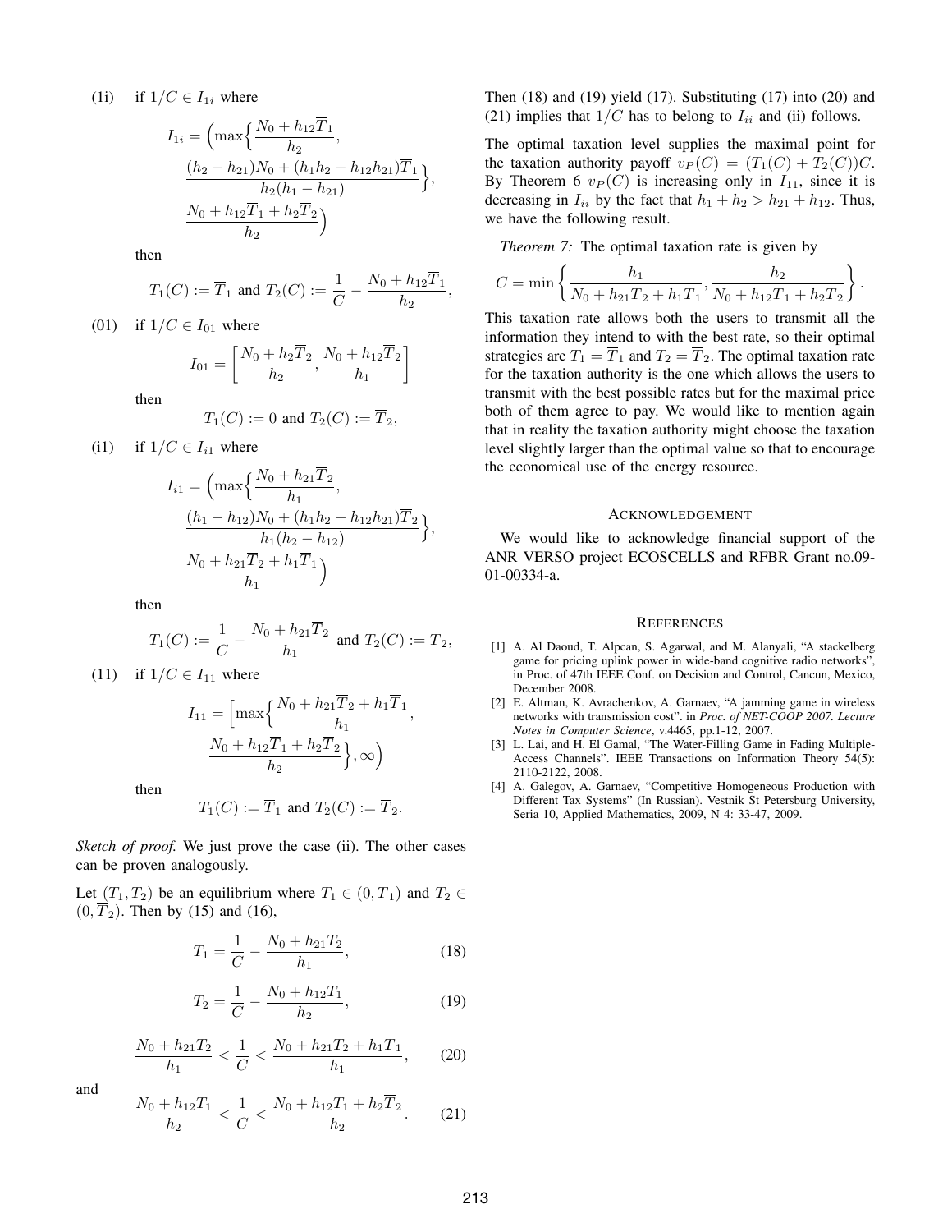(1i) if $1/C \in I_{1i}$ where

$$I_{1i} = \Big(\max\Big\{\frac{N_0 + h_{12}\overline{T}_1}{h_2}, \frac{(h_2 - h_{21})N_0 + (h_1 h_2 - h_{12}h_{21})\overline{T}_1}{h_2(h_1 - h_{21})}\Big\}, \frac{N_0 + h_{12}\overline{T}_1 + h_2\overline{T}_2}{h_2}\Big)$$

then

$$T_1(C) := \overline{T}_1 \text{ and } T_2(C) := \frac{1}{C} - \frac{N_0 + h_{12}\overline{T}_1}{h_2},$$

(01) if $1/C \in I_{01}$ where

$$I_{01} = \Big[\frac{N_0 + h_2\overline{T}_2}{h_2}, \frac{N_0 + h_{12}\overline{T}_2}{h_1}\Big]$$

then

$$T_1(C) := 0 \text{ and } T_2(C) := \overline{T}_2,$$

(i1) if $1/C \in I_{i1}$ where

$$I_{i1} = \Big(\max\Big\{\frac{N_0 + h_{21}\overline{T}_2}{h_1}, \frac{(h_1 - h_{12})N_0 + (h_1 h_2 - h_{12}h_{21})\overline{T}_2}{h_1(h_2 - h_{12})}\Big\}, \frac{N_0 + h_{21}\overline{T}_2 + h_1\overline{T}_1}{h_1}\Big)$$

then

$$T_1(C) := \frac{1}{C} - \frac{N_0 + h_{21}\overline{T}_2}{h_1} \text{ and } T_2(C) := \overline{T}_2,$$

(11) if $1/C \in I_{11}$ where

$$I_{11} = \Big[\max\Big\{\frac{N_0 + h_{21}\overline{T}_2 + h_1\overline{T}_1}{h_1}, \frac{N_0 + h_{12}\overline{T}_1 + h_2\overline{T}_2}{h_2}\Big\}, \infty\Big)$$

then

$$T_1(C) := \overline{T}_1 \text{ and } T_2(C) := \overline{T}_2.$$

*Sketch of proof.* We just prove the case (ii). The other cases can be proven analogously.

Let $(T_1, T_2)$ be an equilibrium where $T_1 \in (0, \overline{T}_1)$ and $T_2 \in (0, \overline{T}_2)$. Then by (15) and (16),

$$T_1 = \frac{1}{C} - \frac{N_0 + h_{21}T_2}{h_1}, \tag{18}$$

$$T_2 = \frac{1}{C} - \frac{N_0 + h_{12}T_1}{h_2}, \tag{19}$$

$$\frac{N_0 + h_{21}T_2}{h_1} < \frac{1}{C} < \frac{N_0 + h_{21}T_2 + h_1\overline{T}_1}{h_1}, \tag{20}$$

and

$$\frac{N_0 + h_{12}T_1}{h_2} < \frac{1}{C} < \frac{N_0 + h_{12}T_1 + h_2\overline{T}_2}{h_2}. \tag{21}$$

Then (18) and (19) yield (17). Substituting (17) into (20) and (21) implies that $1/C$ has to belong to $I_{ii}$ and (ii) follows.

The optimal taxation level supplies the maximal point for the taxation authority payoff $v_P(C) = (T_1(C) + T_2(C))C$. By Theorem 6 $v_P(C)$ is increasing only in $I_{11}$, since it is decreasing in $I_{ii}$ by the fact that $h_1 + h_2 > h_{21} + h_{12}$. Thus, we have the following result.

*Theorem 7:* The optimal taxation rate is given by

$$C = \min\left\{\frac{h_1}{N_0 + h_{21}\overline{T}_2 + h_1\overline{T}_1}, \frac{h_2}{N_0 + h_{12}\overline{T}_1 + h_2\overline{T}_2}\right\}.$$

This taxation rate allows both the users to transmit all the information they intend to with the best rate, so their optimal strategies are $T_1 = \overline{T}_1$ and $T_2 = \overline{T}_2$. The optimal taxation rate for the taxation authority is the one which allows the users to transmit with the best possible rates but for the maximal price both of them agree to pay. We would like to mention again that in reality the taxation authority might choose the taxation level slightly larger than the optimal value so that to encourage the economical use of the energy resource.

## Acknowledgement

We would like to acknowledge financial support of the ANR VERSO project ECOSCELLS and RFBR Grant no.09-01-00334-a.

## References

[1] A. Al Daoud, T. Alpcan, S. Agarwal, and M. Alanyali, "A stackelberg game for pricing uplink power in wide-band cognitive radio networks", in Proc. of 47th IEEE Conf. on Decision and Control, Cancun, Mexico, December 2008.

[2] E. Altman, K. Avrachenkov, A. Garnaev, "A jamming game in wireless networks with transmission cost". in *Proc. of NET-COOP 2007. Lecture Notes in Computer Science*, v.4465, pp.1-12, 2007.

[3] L. Lai, and H. El Gamal, "The Water-Filling Game in Fading Multiple-Access Channels". IEEE Transactions on Information Theory 54(5): 2110-2122, 2008.

[4] A. Galegov, A. Garnaev, "Competitive Homogeneous Production with Different Tax Systems" (In Russian). Vestnik St Petersburg University, Seria 10, Applied Mathematics, 2009, N 4: 33-47, 2009.